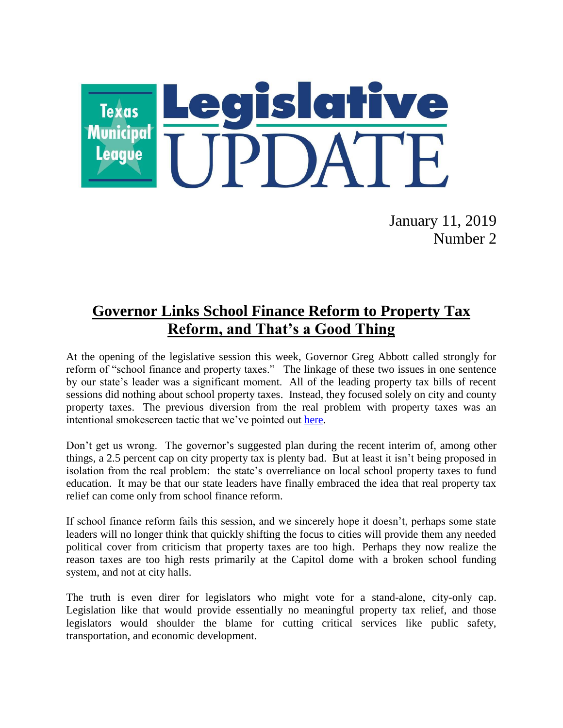# Texas Municipal League Legislative UPDATE

January 11, 2019
Number 2

## Governor Links School Finance Reform to Property Tax Reform, and That's a Good Thing

At the opening of the legislative session this week, Governor Greg Abbott called strongly for reform of "school finance and property taxes." The linkage of these two issues in one sentence by our state's leader was a significant moment. All of the leading property tax bills of recent sessions did nothing about school property taxes. Instead, they focused solely on city and county property taxes. The previous diversion from the real problem with property taxes was an intentional smokescreen tactic that we've pointed out here.

Don't get us wrong. The governor's suggested plan during the recent interim of, among other things, a 2.5 percent cap on city property tax is plenty bad. But at least it isn't being proposed in isolation from the real problem: the state's overreliance on local school property taxes to fund education. It may be that our state leaders have finally embraced the idea that real property tax relief can come only from school finance reform.

If school finance reform fails this session, and we sincerely hope it doesn't, perhaps some state leaders will no longer think that quickly shifting the focus to cities will provide them any needed political cover from criticism that property taxes are too high. Perhaps they now realize the reason taxes are too high rests primarily at the Capitol dome with a broken school funding system, and not at city halls.

The truth is even direr for legislators who might vote for a stand-alone, city-only cap. Legislation like that would provide essentially no meaningful property tax relief, and those legislators would shoulder the blame for cutting critical services like public safety, transportation, and economic development.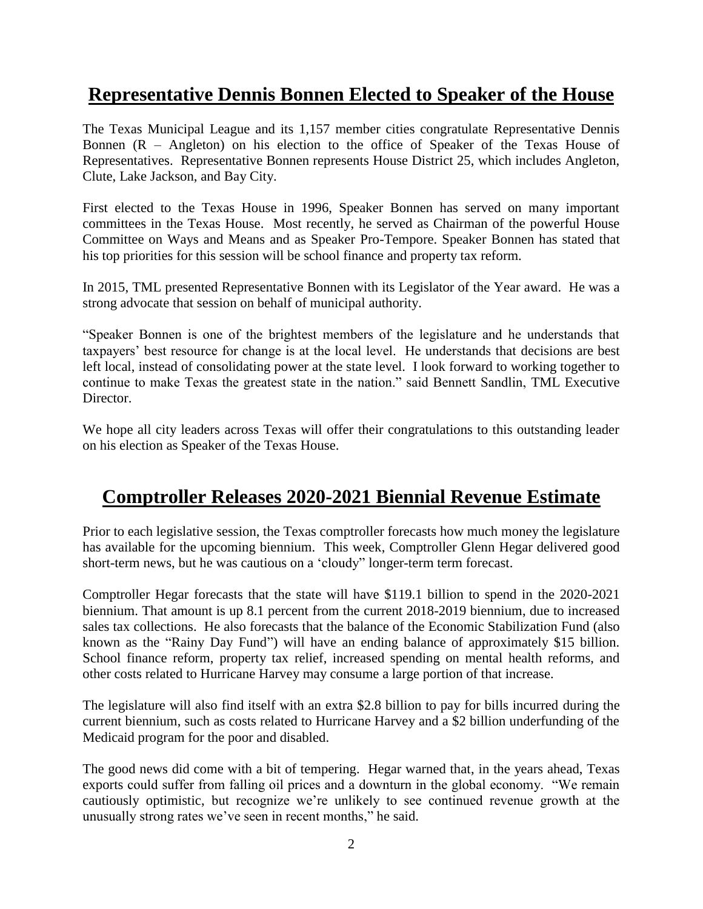## Representative Dennis Bonnen Elected to Speaker of the House

The Texas Municipal League and its 1,157 member cities congratulate Representative Dennis Bonnen (R – Angleton) on his election to the office of Speaker of the Texas House of Representatives. Representative Bonnen represents House District 25, which includes Angleton, Clute, Lake Jackson, and Bay City.

First elected to the Texas House in 1996, Speaker Bonnen has served on many important committees in the Texas House. Most recently, he served as Chairman of the powerful House Committee on Ways and Means and as Speaker Pro-Tempore. Speaker Bonnen has stated that his top priorities for this session will be school finance and property tax reform.

In 2015, TML presented Representative Bonnen with its Legislator of the Year award. He was a strong advocate that session on behalf of municipal authority.

"Speaker Bonnen is one of the brightest members of the legislature and he understands that taxpayers' best resource for change is at the local level. He understands that decisions are best left local, instead of consolidating power at the state level. I look forward to working together to continue to make Texas the greatest state in the nation." said Bennett Sandlin, TML Executive Director.

We hope all city leaders across Texas will offer their congratulations to this outstanding leader on his election as Speaker of the Texas House.

## Comptroller Releases 2020-2021 Biennial Revenue Estimate

Prior to each legislative session, the Texas comptroller forecasts how much money the legislature has available for the upcoming biennium. This week, Comptroller Glenn Hegar delivered good short-term news, but he was cautious on a 'cloudy" longer-term term forecast.

Comptroller Hegar forecasts that the state will have $119.1 billion to spend in the 2020-2021 biennium. That amount is up 8.1 percent from the current 2018-2019 biennium, due to increased sales tax collections. He also forecasts that the balance of the Economic Stabilization Fund (also known as the "Rainy Day Fund") will have an ending balance of approximately $15 billion. School finance reform, property tax relief, increased spending on mental health reforms, and other costs related to Hurricane Harvey may consume a large portion of that increase.

The legislature will also find itself with an extra $2.8 billion to pay for bills incurred during the current biennium, such as costs related to Hurricane Harvey and a $2 billion underfunding of the Medicaid program for the poor and disabled.

The good news did come with a bit of tempering. Hegar warned that, in the years ahead, Texas exports could suffer from falling oil prices and a downturn in the global economy. "We remain cautiously optimistic, but recognize we're unlikely to see continued revenue growth at the unusually strong rates we've seen in recent months," he said.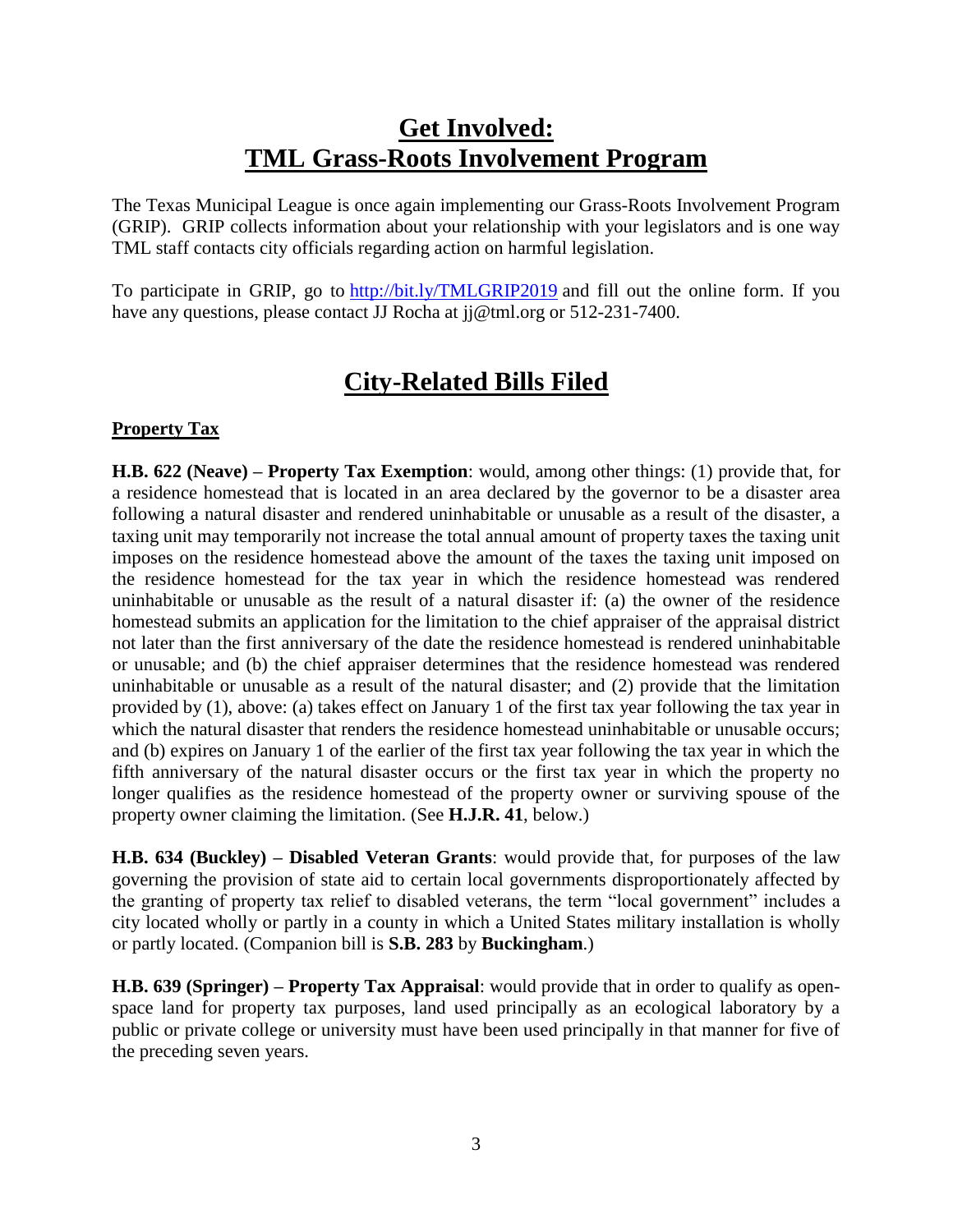# Get Involved: TML Grass-Roots Involvement Program

The Texas Municipal League is once again implementing our Grass-Roots Involvement Program (GRIP). GRIP collects information about your relationship with your legislators and is one way TML staff contacts city officials regarding action on harmful legislation.

To participate in GRIP, go to http://bit.ly/TMLGRIP2019 and fill out the online form. If you have any questions, please contact JJ Rocha at jj@tml.org or 512-231-7400.

# City-Related Bills Filed

## Property Tax

**H.B. 622 (Neave) – Property Tax Exemption**: would, among other things: (1) provide that, for a residence homestead that is located in an area declared by the governor to be a disaster area following a natural disaster and rendered uninhabitable or unusable as a result of the disaster, a taxing unit may temporarily not increase the total annual amount of property taxes the taxing unit imposes on the residence homestead above the amount of the taxes the taxing unit imposed on the residence homestead for the tax year in which the residence homestead was rendered uninhabitable or unusable as the result of a natural disaster if: (a) the owner of the residence homestead submits an application for the limitation to the chief appraiser of the appraisal district not later than the first anniversary of the date the residence homestead is rendered uninhabitable or unusable; and (b) the chief appraiser determines that the residence homestead was rendered uninhabitable or unusable as a result of the natural disaster; and (2) provide that the limitation provided by (1), above: (a) takes effect on January 1 of the first tax year following the tax year in which the natural disaster that renders the residence homestead uninhabitable or unusable occurs; and (b) expires on January 1 of the earlier of the first tax year following the tax year in which the fifth anniversary of the natural disaster occurs or the first tax year in which the property no longer qualifies as the residence homestead of the property owner or surviving spouse of the property owner claiming the limitation. (See **H.J.R. 41**, below.)

**H.B. 634 (Buckley) – Disabled Veteran Grants**: would provide that, for purposes of the law governing the provision of state aid to certain local governments disproportionately affected by the granting of property tax relief to disabled veterans, the term "local government" includes a city located wholly or partly in a county in which a United States military installation is wholly or partly located. (Companion bill is **S.B. 283** by **Buckingham**.)

**H.B. 639 (Springer) – Property Tax Appraisal**: would provide that in order to qualify as open-space land for property tax purposes, land used principally as an ecological laboratory by a public or private college or university must have been used principally in that manner for five of the preceding seven years.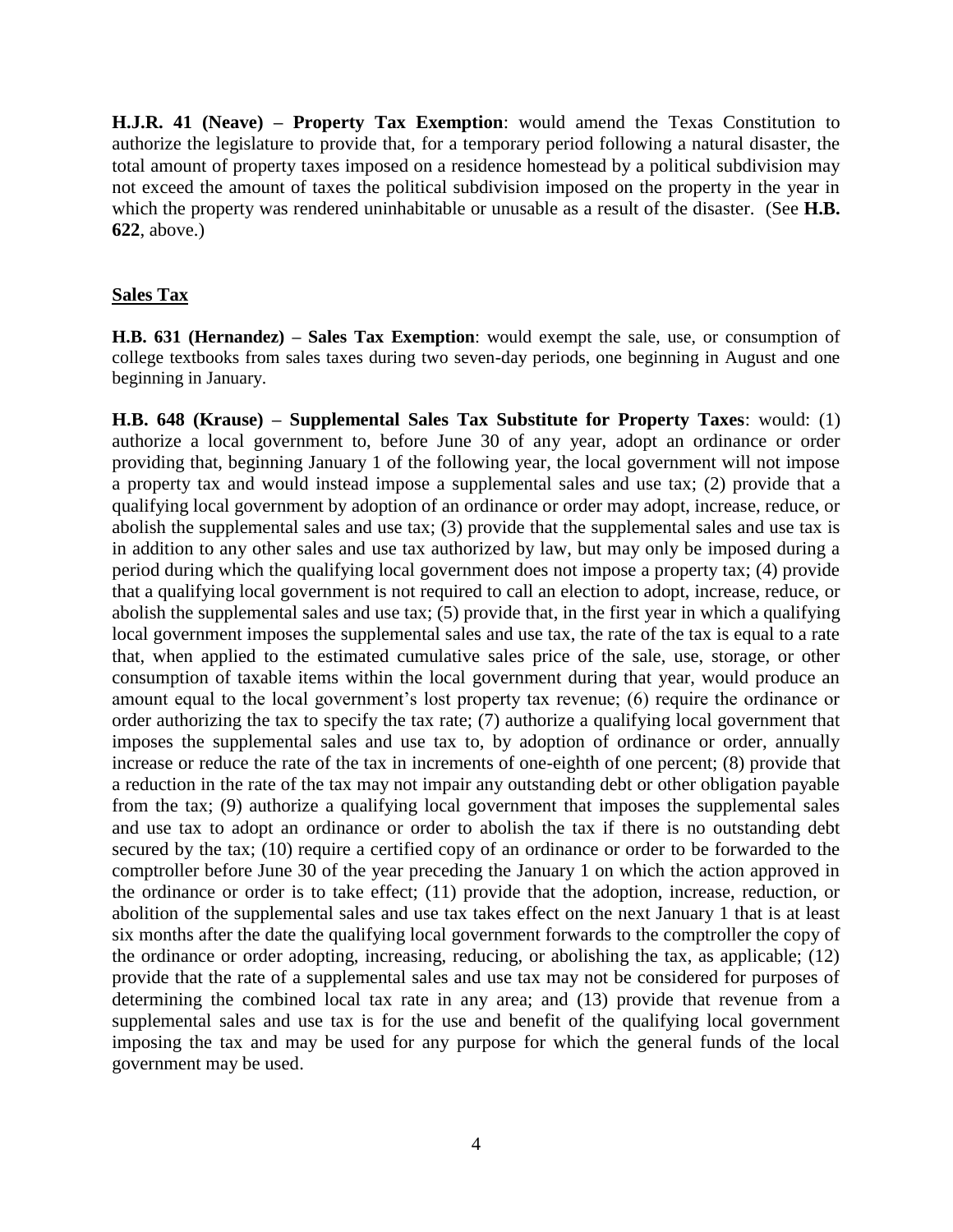**H.J.R. 41 (Neave) – Property Tax Exemption**: would amend the Texas Constitution to authorize the legislature to provide that, for a temporary period following a natural disaster, the total amount of property taxes imposed on a residence homestead by a political subdivision may not exceed the amount of taxes the political subdivision imposed on the property in the year in which the property was rendered uninhabitable or unusable as a result of the disaster. (See **H.B. 622**, above.)

## Sales Tax

**H.B. 631 (Hernandez) – Sales Tax Exemption**: would exempt the sale, use, or consumption of college textbooks from sales taxes during two seven-day periods, one beginning in August and one beginning in January.

**H.B. 648 (Krause) – Supplemental Sales Tax Substitute for Property Taxes**: would: (1) authorize a local government to, before June 30 of any year, adopt an ordinance or order providing that, beginning January 1 of the following year, the local government will not impose a property tax and would instead impose a supplemental sales and use tax; (2) provide that a qualifying local government by adoption of an ordinance or order may adopt, increase, reduce, or abolish the supplemental sales and use tax; (3) provide that the supplemental sales and use tax is in addition to any other sales and use tax authorized by law, but may only be imposed during a period during which the qualifying local government does not impose a property tax; (4) provide that a qualifying local government is not required to call an election to adopt, increase, reduce, or abolish the supplemental sales and use tax; (5) provide that, in the first year in which a qualifying local government imposes the supplemental sales and use tax, the rate of the tax is equal to a rate that, when applied to the estimated cumulative sales price of the sale, use, storage, or other consumption of taxable items within the local government during that year, would produce an amount equal to the local government's lost property tax revenue; (6) require the ordinance or order authorizing the tax to specify the tax rate; (7) authorize a qualifying local government that imposes the supplemental sales and use tax to, by adoption of ordinance or order, annually increase or reduce the rate of the tax in increments of one-eighth of one percent; (8) provide that a reduction in the rate of the tax may not impair any outstanding debt or other obligation payable from the tax; (9) authorize a qualifying local government that imposes the supplemental sales and use tax to adopt an ordinance or order to abolish the tax if there is no outstanding debt secured by the tax; (10) require a certified copy of an ordinance or order to be forwarded to the comptroller before June 30 of the year preceding the January 1 on which the action approved in the ordinance or order is to take effect; (11) provide that the adoption, increase, reduction, or abolition of the supplemental sales and use tax takes effect on the next January 1 that is at least six months after the date the qualifying local government forwards to the comptroller the copy of the ordinance or order adopting, increasing, reducing, or abolishing the tax, as applicable; (12) provide that the rate of a supplemental sales and use tax may not be considered for purposes of determining the combined local tax rate in any area; and (13) provide that revenue from a supplemental sales and use tax is for the use and benefit of the qualifying local government imposing the tax and may be used for any purpose for which the general funds of the local government may be used.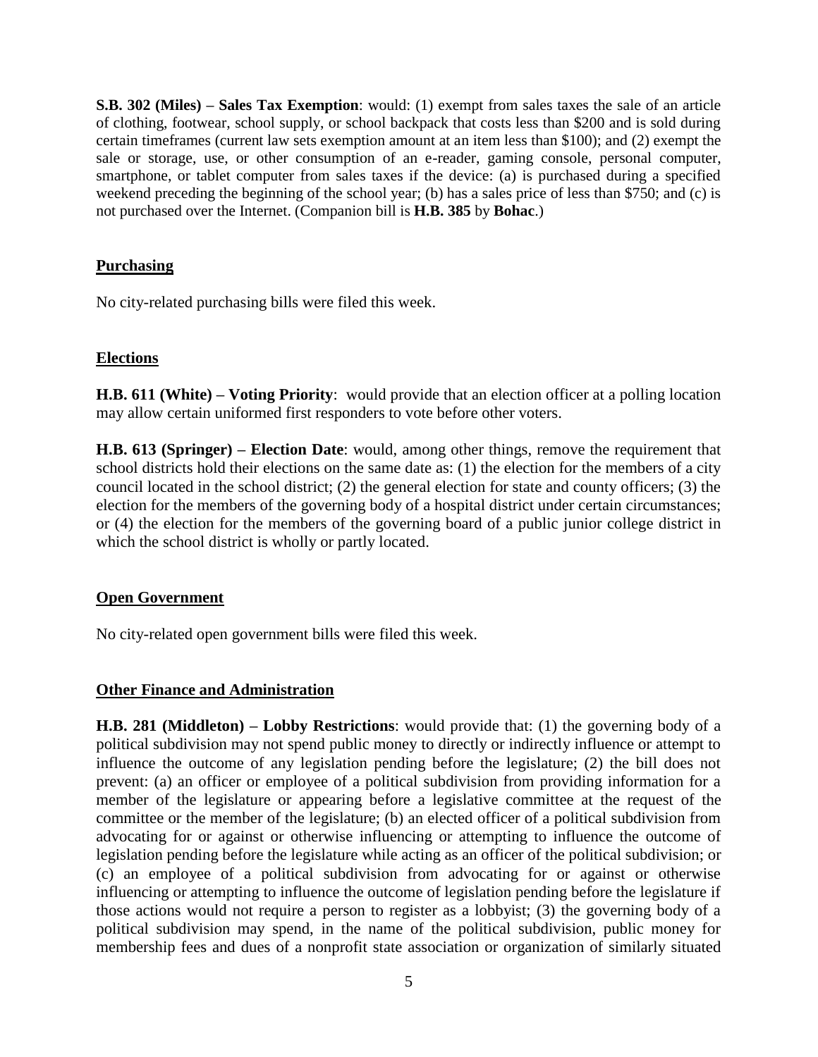**S.B. 302 (Miles) – Sales Tax Exemption**: would: (1) exempt from sales taxes the sale of an article of clothing, footwear, school supply, or school backpack that costs less than $200 and is sold during certain timeframes (current law sets exemption amount at an item less than $100); and (2) exempt the sale or storage, use, or other consumption of an e-reader, gaming console, personal computer, smartphone, or tablet computer from sales taxes if the device: (a) is purchased during a specified weekend preceding the beginning of the school year; (b) has a sales price of less than $750; and (c) is not purchased over the Internet. (Companion bill is **H.B. 385** by **Bohac**.)

## Purchasing

No city-related purchasing bills were filed this week.

## Elections

**H.B. 611 (White) – Voting Priority**: would provide that an election officer at a polling location may allow certain uniformed first responders to vote before other voters.

**H.B. 613 (Springer) – Election Date**: would, among other things, remove the requirement that school districts hold their elections on the same date as: (1) the election for the members of a city council located in the school district; (2) the general election for state and county officers; (3) the election for the members of the governing body of a hospital district under certain circumstances; or (4) the election for the members of the governing board of a public junior college district in which the school district is wholly or partly located.

## Open Government

No city-related open government bills were filed this week.

## Other Finance and Administration

**H.B. 281 (Middleton) – Lobby Restrictions**: would provide that: (1) the governing body of a political subdivision may not spend public money to directly or indirectly influence or attempt to influence the outcome of any legislation pending before the legislature; (2) the bill does not prevent: (a) an officer or employee of a political subdivision from providing information for a member of the legislature or appearing before a legislative committee at the request of the committee or the member of the legislature; (b) an elected officer of a political subdivision from advocating for or against or otherwise influencing or attempting to influence the outcome of legislation pending before the legislature while acting as an officer of the political subdivision; or (c) an employee of a political subdivision from advocating for or against or otherwise influencing or attempting to influence the outcome of legislation pending before the legislature if those actions would not require a person to register as a lobbyist; (3) the governing body of a political subdivision may spend, in the name of the political subdivision, public money for membership fees and dues of a nonprofit state association or organization of similarly situated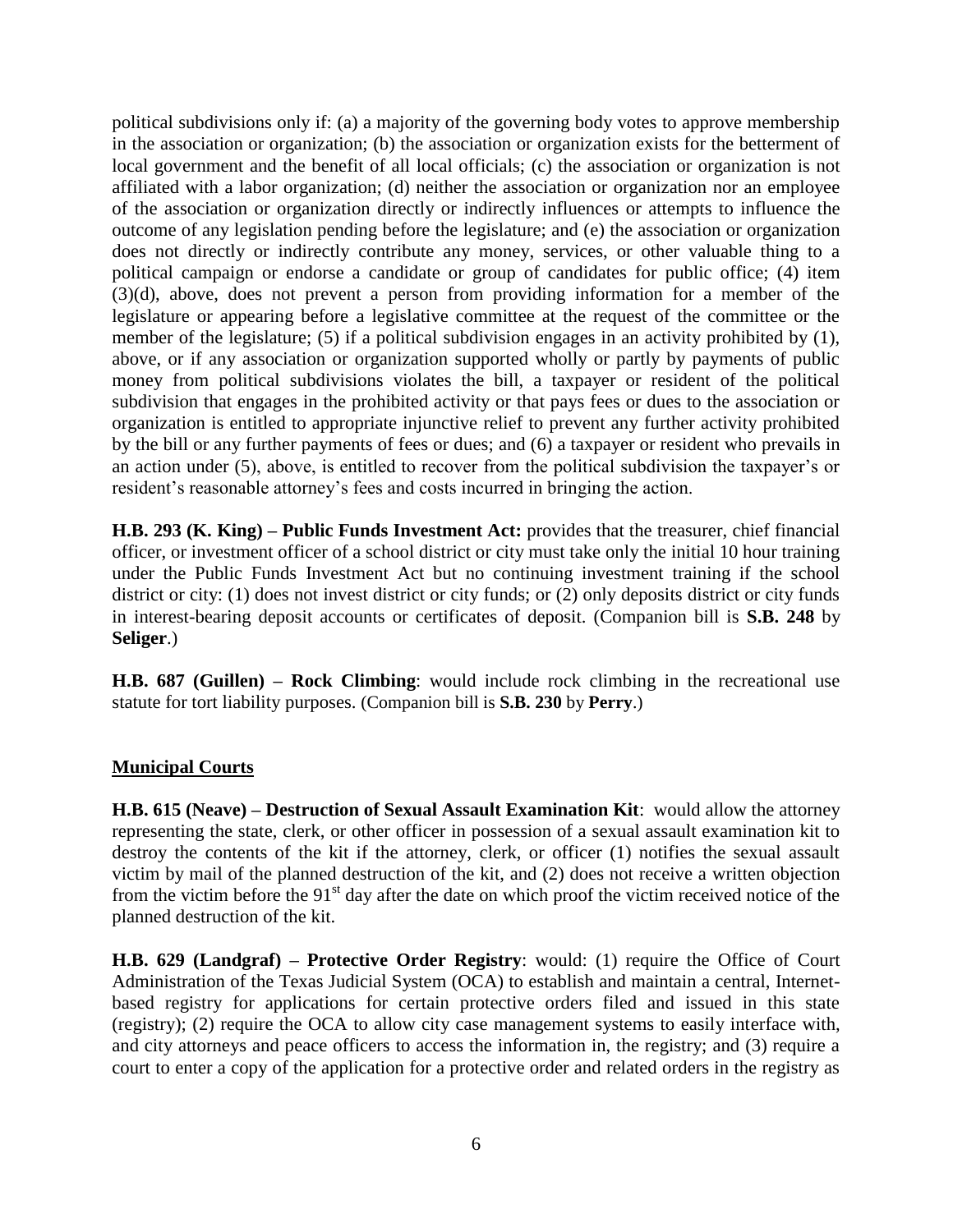political subdivisions only if: (a) a majority of the governing body votes to approve membership in the association or organization; (b) the association or organization exists for the betterment of local government and the benefit of all local officials; (c) the association or organization is not affiliated with a labor organization; (d) neither the association or organization nor an employee of the association or organization directly or indirectly influences or attempts to influence the outcome of any legislation pending before the legislature; and (e) the association or organization does not directly or indirectly contribute any money, services, or other valuable thing to a political campaign or endorse a candidate or group of candidates for public office; (4) item (3)(d), above, does not prevent a person from providing information for a member of the legislature or appearing before a legislative committee at the request of the committee or the member of the legislature; (5) if a political subdivision engages in an activity prohibited by (1), above, or if any association or organization supported wholly or partly by payments of public money from political subdivisions violates the bill, a taxpayer or resident of the political subdivision that engages in the prohibited activity or that pays fees or dues to the association or organization is entitled to appropriate injunctive relief to prevent any further activity prohibited by the bill or any further payments of fees or dues; and (6) a taxpayer or resident who prevails in an action under (5), above, is entitled to recover from the political subdivision the taxpayer's or resident's reasonable attorney's fees and costs incurred in bringing the action.

**H.B. 293 (K. King) – Public Funds Investment Act:** provides that the treasurer, chief financial officer, or investment officer of a school district or city must take only the initial 10 hour training under the Public Funds Investment Act but no continuing investment training if the school district or city: (1) does not invest district or city funds; or (2) only deposits district or city funds in interest-bearing deposit accounts or certificates of deposit. (Companion bill is **S.B. 248** by **Seliger**.)

**H.B. 687 (Guillen) – Rock Climbing**: would include rock climbing in the recreational use statute for tort liability purposes. (Companion bill is **S.B. 230** by **Perry**.)

## Municipal Courts

**H.B. 615 (Neave) – Destruction of Sexual Assault Examination Kit**: would allow the attorney representing the state, clerk, or other officer in possession of a sexual assault examination kit to destroy the contents of the kit if the attorney, clerk, or officer (1) notifies the sexual assault victim by mail of the planned destruction of the kit, and (2) does not receive a written objection from the victim before the 91st day after the date on which proof the victim received notice of the planned destruction of the kit.

**H.B. 629 (Landgraf) – Protective Order Registry**: would: (1) require the Office of Court Administration of the Texas Judicial System (OCA) to establish and maintain a central, Internet-based registry for applications for certain protective orders filed and issued in this state (registry); (2) require the OCA to allow city case management systems to easily interface with, and city attorneys and peace officers to access the information in, the registry; and (3) require a court to enter a copy of the application for a protective order and related orders in the registry as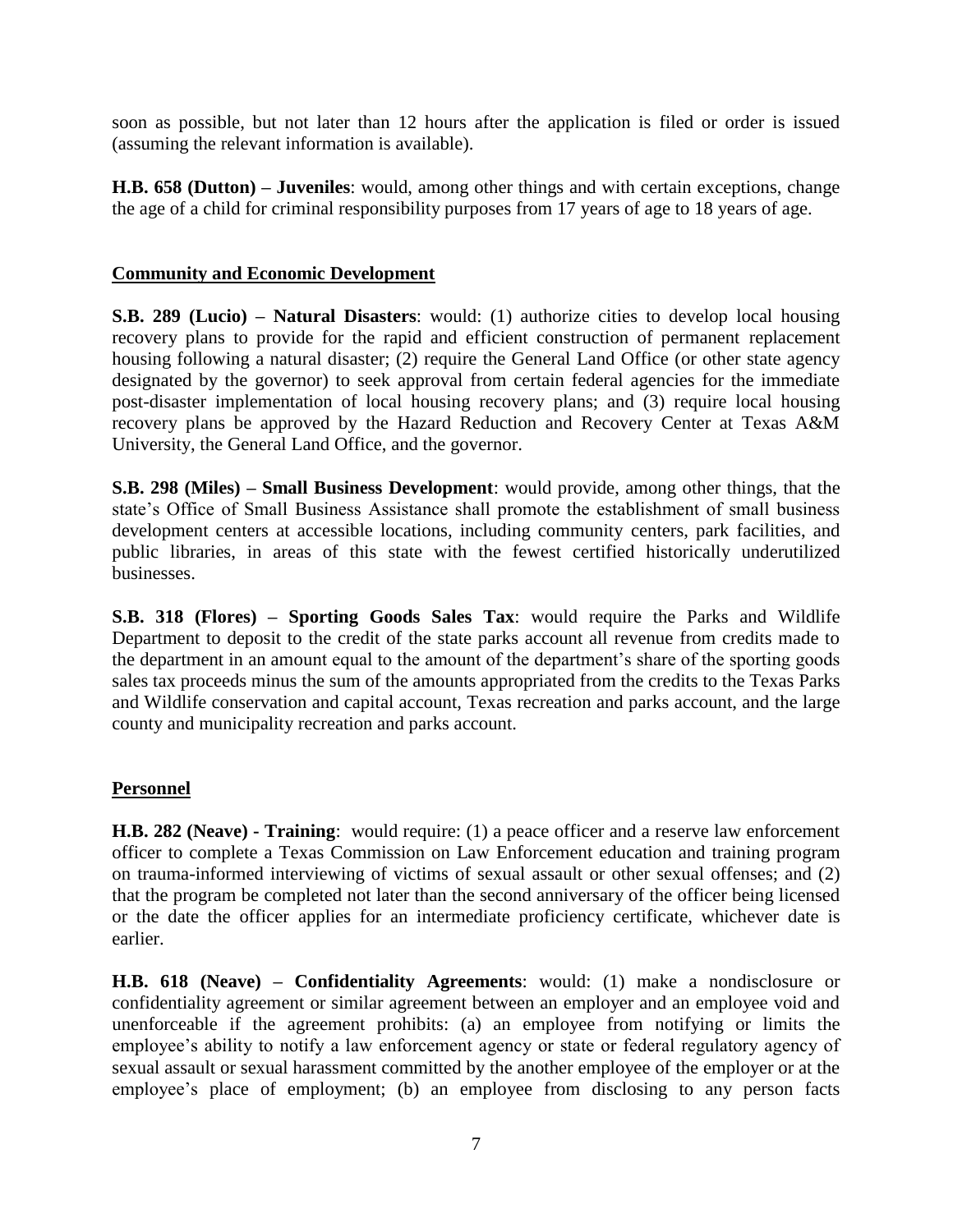soon as possible, but not later than 12 hours after the application is filed or order is issued (assuming the relevant information is available).

**H.B. 658 (Dutton) – Juveniles**: would, among other things and with certain exceptions, change the age of a child for criminal responsibility purposes from 17 years of age to 18 years of age.

## Community and Economic Development

**S.B. 289 (Lucio) – Natural Disasters**: would: (1) authorize cities to develop local housing recovery plans to provide for the rapid and efficient construction of permanent replacement housing following a natural disaster; (2) require the General Land Office (or other state agency designated by the governor) to seek approval from certain federal agencies for the immediate post-disaster implementation of local housing recovery plans; and (3) require local housing recovery plans be approved by the Hazard Reduction and Recovery Center at Texas A&M University, the General Land Office, and the governor.

**S.B. 298 (Miles) – Small Business Development**: would provide, among other things, that the state's Office of Small Business Assistance shall promote the establishment of small business development centers at accessible locations, including community centers, park facilities, and public libraries, in areas of this state with the fewest certified historically underutilized businesses.

**S.B. 318 (Flores) – Sporting Goods Sales Tax**: would require the Parks and Wildlife Department to deposit to the credit of the state parks account all revenue from credits made to the department in an amount equal to the amount of the department's share of the sporting goods sales tax proceeds minus the sum of the amounts appropriated from the credits to the Texas Parks and Wildlife conservation and capital account, Texas recreation and parks account, and the large county and municipality recreation and parks account.

## Personnel

**H.B. 282 (Neave) - Training**: would require: (1) a peace officer and a reserve law enforcement officer to complete a Texas Commission on Law Enforcement education and training program on trauma-informed interviewing of victims of sexual assault or other sexual offenses; and (2) that the program be completed not later than the second anniversary of the officer being licensed or the date the officer applies for an intermediate proficiency certificate, whichever date is earlier.

**H.B. 618 (Neave) – Confidentiality Agreements**: would: (1) make a nondisclosure or confidentiality agreement or similar agreement between an employer and an employee void and unenforceable if the agreement prohibits: (a) an employee from notifying or limits the employee's ability to notify a law enforcement agency or state or federal regulatory agency of sexual assault or sexual harassment committed by the another employee of the employer or at the employee's place of employment; (b) an employee from disclosing to any person facts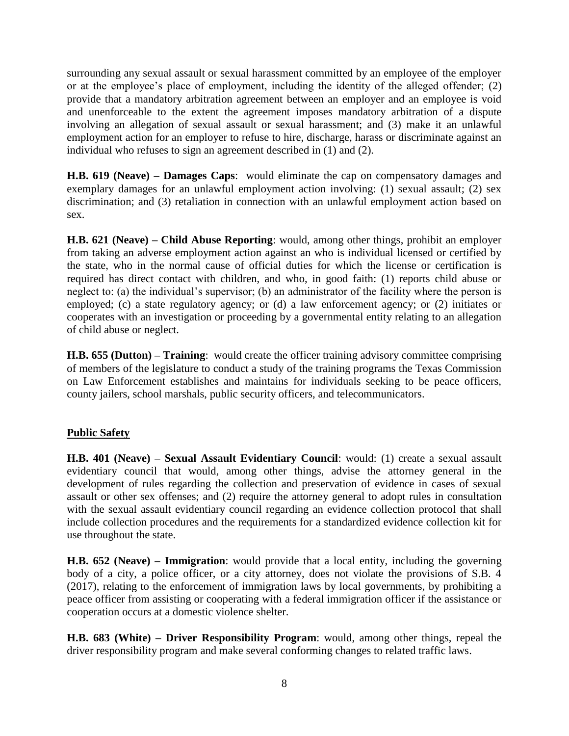surrounding any sexual assault or sexual harassment committed by an employee of the employer or at the employee's place of employment, including the identity of the alleged offender; (2) provide that a mandatory arbitration agreement between an employer and an employee is void and unenforceable to the extent the agreement imposes mandatory arbitration of a dispute involving an allegation of sexual assault or sexual harassment; and (3) make it an unlawful employment action for an employer to refuse to hire, discharge, harass or discriminate against an individual who refuses to sign an agreement described in (1) and (2).

**H.B. 619 (Neave) – Damages Caps**: would eliminate the cap on compensatory damages and exemplary damages for an unlawful employment action involving: (1) sexual assault; (2) sex discrimination; and (3) retaliation in connection with an unlawful employment action based on sex.

**H.B. 621 (Neave) – Child Abuse Reporting**: would, among other things, prohibit an employer from taking an adverse employment action against an who is individual licensed or certified by the state, who in the normal cause of official duties for which the license or certification is required has direct contact with children, and who, in good faith: (1) reports child abuse or neglect to: (a) the individual's supervisor; (b) an administrator of the facility where the person is employed; (c) a state regulatory agency; or (d) a law enforcement agency; or (2) initiates or cooperates with an investigation or proceeding by a governmental entity relating to an allegation of child abuse or neglect.

**H.B. 655 (Dutton) – Training**: would create the officer training advisory committee comprising of members of the legislature to conduct a study of the training programs the Texas Commission on Law Enforcement establishes and maintains for individuals seeking to be peace officers, county jailers, school marshals, public security officers, and telecommunicators.

## Public Safety

**H.B. 401 (Neave) – Sexual Assault Evidentiary Council**: would: (1) create a sexual assault evidentiary council that would, among other things, advise the attorney general in the development of rules regarding the collection and preservation of evidence in cases of sexual assault or other sex offenses; and (2) require the attorney general to adopt rules in consultation with the sexual assault evidentiary council regarding an evidence collection protocol that shall include collection procedures and the requirements for a standardized evidence collection kit for use throughout the state.

**H.B. 652 (Neave) – Immigration**: would provide that a local entity, including the governing body of a city, a police officer, or a city attorney, does not violate the provisions of S.B. 4 (2017), relating to the enforcement of immigration laws by local governments, by prohibiting a peace officer from assisting or cooperating with a federal immigration officer if the assistance or cooperation occurs at a domestic violence shelter.

**H.B. 683 (White) – Driver Responsibility Program**: would, among other things, repeal the driver responsibility program and make several conforming changes to related traffic laws.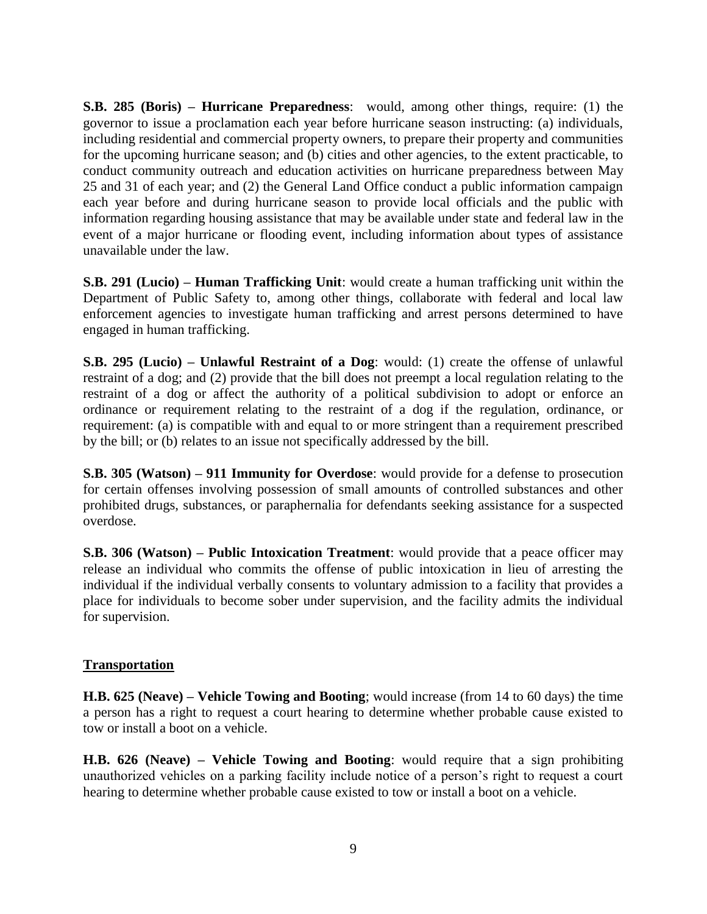**S.B. 285 (Boris) – Hurricane Preparedness**: would, among other things, require: (1) the governor to issue a proclamation each year before hurricane season instructing: (a) individuals, including residential and commercial property owners, to prepare their property and communities for the upcoming hurricane season; and (b) cities and other agencies, to the extent practicable, to conduct community outreach and education activities on hurricane preparedness between May 25 and 31 of each year; and (2) the General Land Office conduct a public information campaign each year before and during hurricane season to provide local officials and the public with information regarding housing assistance that may be available under state and federal law in the event of a major hurricane or flooding event, including information about types of assistance unavailable under the law.

**S.B. 291 (Lucio) – Human Trafficking Unit**: would create a human trafficking unit within the Department of Public Safety to, among other things, collaborate with federal and local law enforcement agencies to investigate human trafficking and arrest persons determined to have engaged in human trafficking.

**S.B. 295 (Lucio) – Unlawful Restraint of a Dog**: would: (1) create the offense of unlawful restraint of a dog; and (2) provide that the bill does not preempt a local regulation relating to the restraint of a dog or affect the authority of a political subdivision to adopt or enforce an ordinance or requirement relating to the restraint of a dog if the regulation, ordinance, or requirement: (a) is compatible with and equal to or more stringent than a requirement prescribed by the bill; or (b) relates to an issue not specifically addressed by the bill.

**S.B. 305 (Watson) – 911 Immunity for Overdose**: would provide for a defense to prosecution for certain offenses involving possession of small amounts of controlled substances and other prohibited drugs, substances, or paraphernalia for defendants seeking assistance for a suspected overdose.

**S.B. 306 (Watson) – Public Intoxication Treatment**: would provide that a peace officer may release an individual who commits the offense of public intoxication in lieu of arresting the individual if the individual verbally consents to voluntary admission to a facility that provides a place for individuals to become sober under supervision, and the facility admits the individual for supervision.

## Transportation

**H.B. 625 (Neave) – Vehicle Towing and Booting**; would increase (from 14 to 60 days) the time a person has a right to request a court hearing to determine whether probable cause existed to tow or install a boot on a vehicle.

**H.B. 626 (Neave) – Vehicle Towing and Booting**: would require that a sign prohibiting unauthorized vehicles on a parking facility include notice of a person's right to request a court hearing to determine whether probable cause existed to tow or install a boot on a vehicle.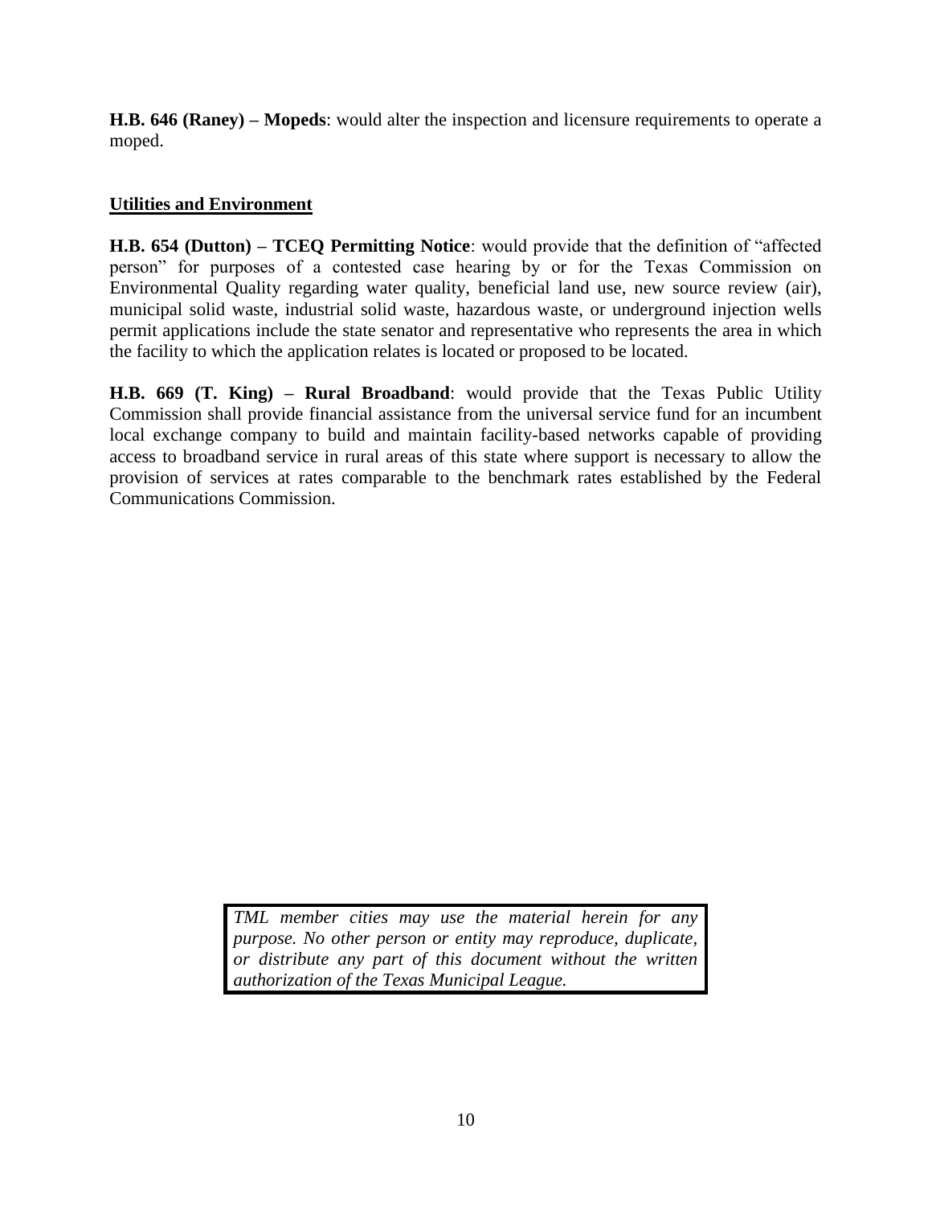**H.B. 646 (Raney) – Mopeds**: would alter the inspection and licensure requirements to operate a moped.

## Utilities and Environment

**H.B. 654 (Dutton) – TCEQ Permitting Notice**: would provide that the definition of "affected person" for purposes of a contested case hearing by or for the Texas Commission on Environmental Quality regarding water quality, beneficial land use, new source review (air), municipal solid waste, industrial solid waste, hazardous waste, or underground injection wells permit applications include the state senator and representative who represents the area in which the facility to which the application relates is located or proposed to be located.

**H.B. 669 (T. King) – Rural Broadband**: would provide that the Texas Public Utility Commission shall provide financial assistance from the universal service fund for an incumbent local exchange company to build and maintain facility-based networks capable of providing access to broadband service in rural areas of this state where support is necessary to allow the provision of services at rates comparable to the benchmark rates established by the Federal Communications Commission.

*TML member cities may use the material herein for any purpose. No other person or entity may reproduce, duplicate, or distribute any part of this document without the written authorization of the Texas Municipal League.*